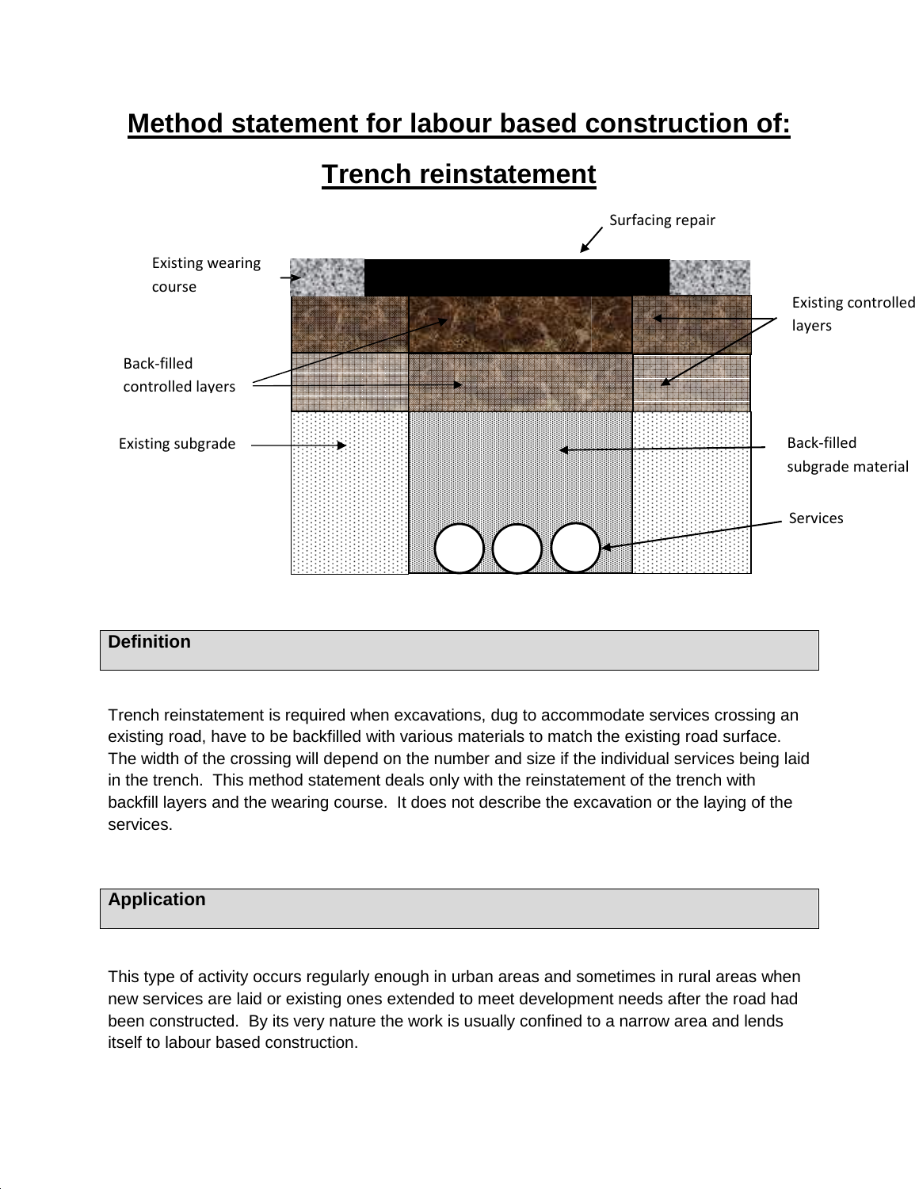# Method statement for labour based construction of:

# Trench reinstatement

Surfacing repair

Existing wearing course

Existing controlled layers

Back-filled controlled layers

Existing subgrade

Back-filled subgrade material

Services

## Definition

Trench reinstatement is required when excavations, dug to accommodate services crossing an existing road, have to be backfilled with various materials to match the existing road surface. The width of the crossing will depend on the number and size if the individual services being laid in the trench. This method statement deals only with the reinstatement of the trench with backfill layers and the wearing course. It does not describe the excavation or the laying of the services.

## Application

This type of activity occurs regularly enough in urban areas and sometimes in rural areas when new services are laid or existing ones extended to meet development needs after the road had been constructed. By its very nature the work is usually confined to a narrow area and lends itself to labour based construction.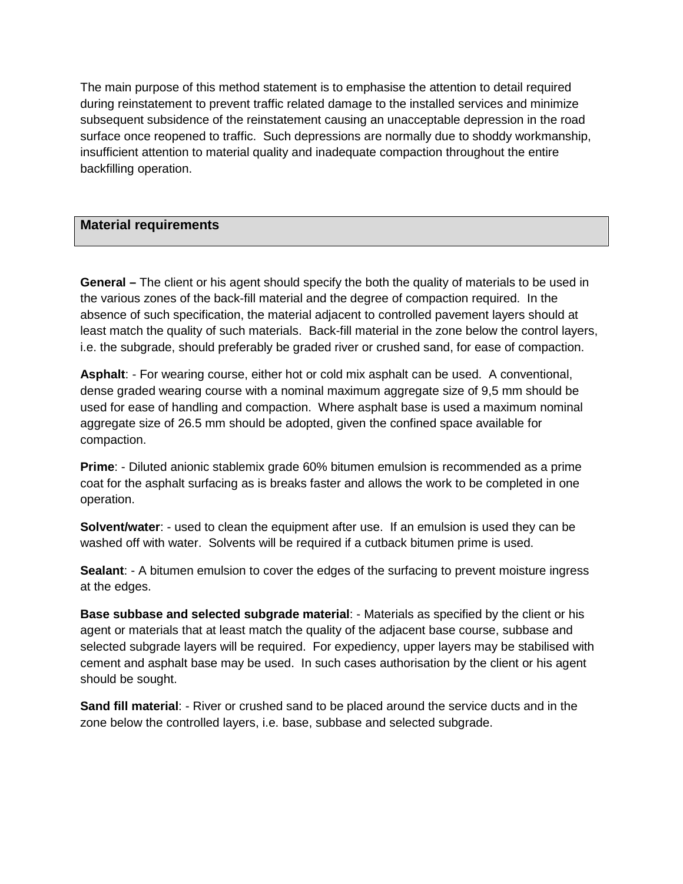The main purpose of this method statement is to emphasise the attention to detail required during reinstatement to prevent traffic related damage to the installed services and minimize subsequent subsidence of the reinstatement causing an unacceptable depression in the road surface once reopened to traffic. Such depressions are normally due to shoddy workmanship, insufficient attention to material quality and inadequate compaction throughout the entire backfilling operation.

## Material requirements

**General –** The client or his agent should specify the both the quality of materials to be used in the various zones of the back-fill material and the degree of compaction required. In the absence of such specification, the material adjacent to controlled pavement layers should at least match the quality of such materials. Back-fill material in the zone below the control layers, i.e. the subgrade, should preferably be graded river or crushed sand, for ease of compaction.

**Asphalt**: - For wearing course, either hot or cold mix asphalt can be used. A conventional, dense graded wearing course with a nominal maximum aggregate size of 9,5 mm should be used for ease of handling and compaction. Where asphalt base is used a maximum nominal aggregate size of 26.5 mm should be adopted, given the confined space available for compaction.

**Prime**: - Diluted anionic stablemix grade 60% bitumen emulsion is recommended as a prime coat for the asphalt surfacing as is breaks faster and allows the work to be completed in one operation.

**Solvent/water**: - used to clean the equipment after use. If an emulsion is used they can be washed off with water. Solvents will be required if a cutback bitumen prime is used.

**Sealant**: - A bitumen emulsion to cover the edges of the surfacing to prevent moisture ingress at the edges.

**Base subbase and selected subgrade material**: - Materials as specified by the client or his agent or materials that at least match the quality of the adjacent base course, subbase and selected subgrade layers will be required. For expediency, upper layers may be stabilised with cement and asphalt base may be used. In such cases authorisation by the client or his agent should be sought.

**Sand fill material**: - River or crushed sand to be placed around the service ducts and in the zone below the controlled layers, i.e. base, subbase and selected subgrade.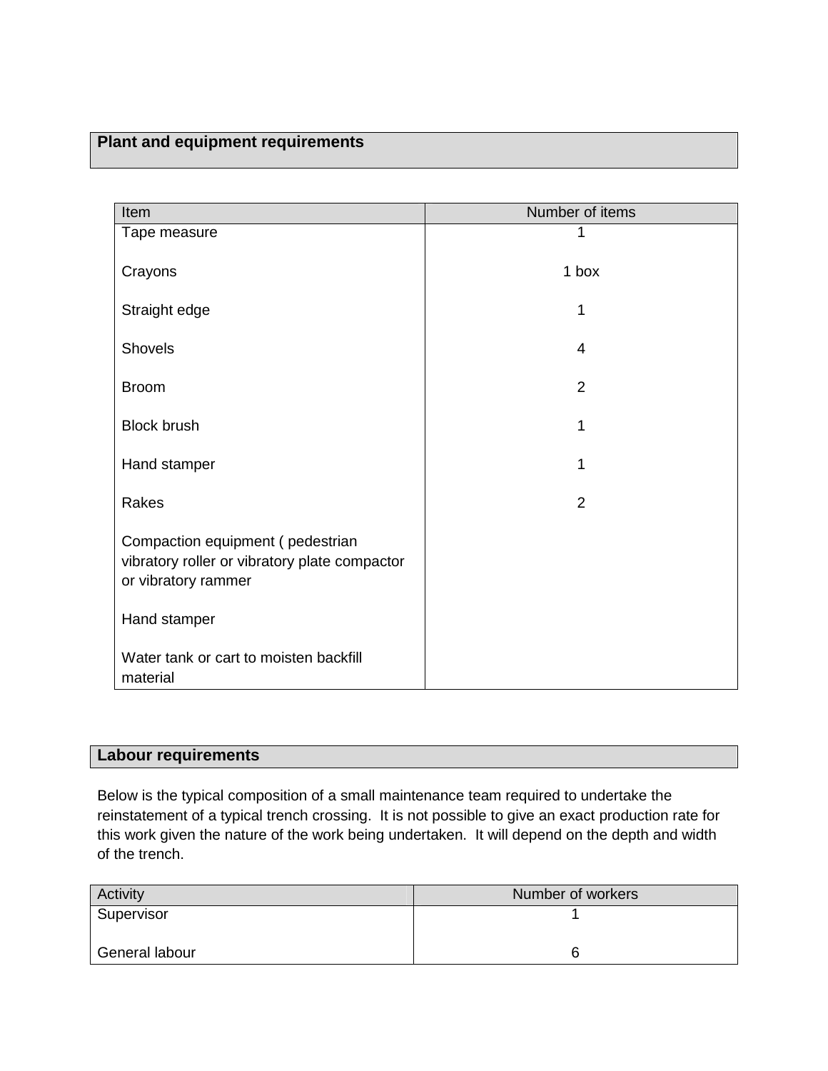## Plant and equipment requirements

| Item | Number of items |
|---|---|
| Tape measure | 1 |
| Crayons | 1 box |
| Straight edge | 1 |
| Shovels | 4 |
| Broom | 2 |
| Block brush | 1 |
| Hand stamper | 1 |
| Rakes | 2 |
| Compaction equipment ( pedestrian vibratory roller or vibratory plate compactor or vibratory rammer | |
| Hand stamper | |
| Water tank or cart to moisten backfill material | |

## Labour requirements

Below is the typical composition of a small maintenance team required to undertake the reinstatement of a typical trench crossing. It is not possible to give an exact production rate for this work given the nature of the work being undertaken. It will depend on the depth and width of the trench.

| Activity | Number of workers |
|---|---|
| Supervisor | 1 |
| General labour | 6 |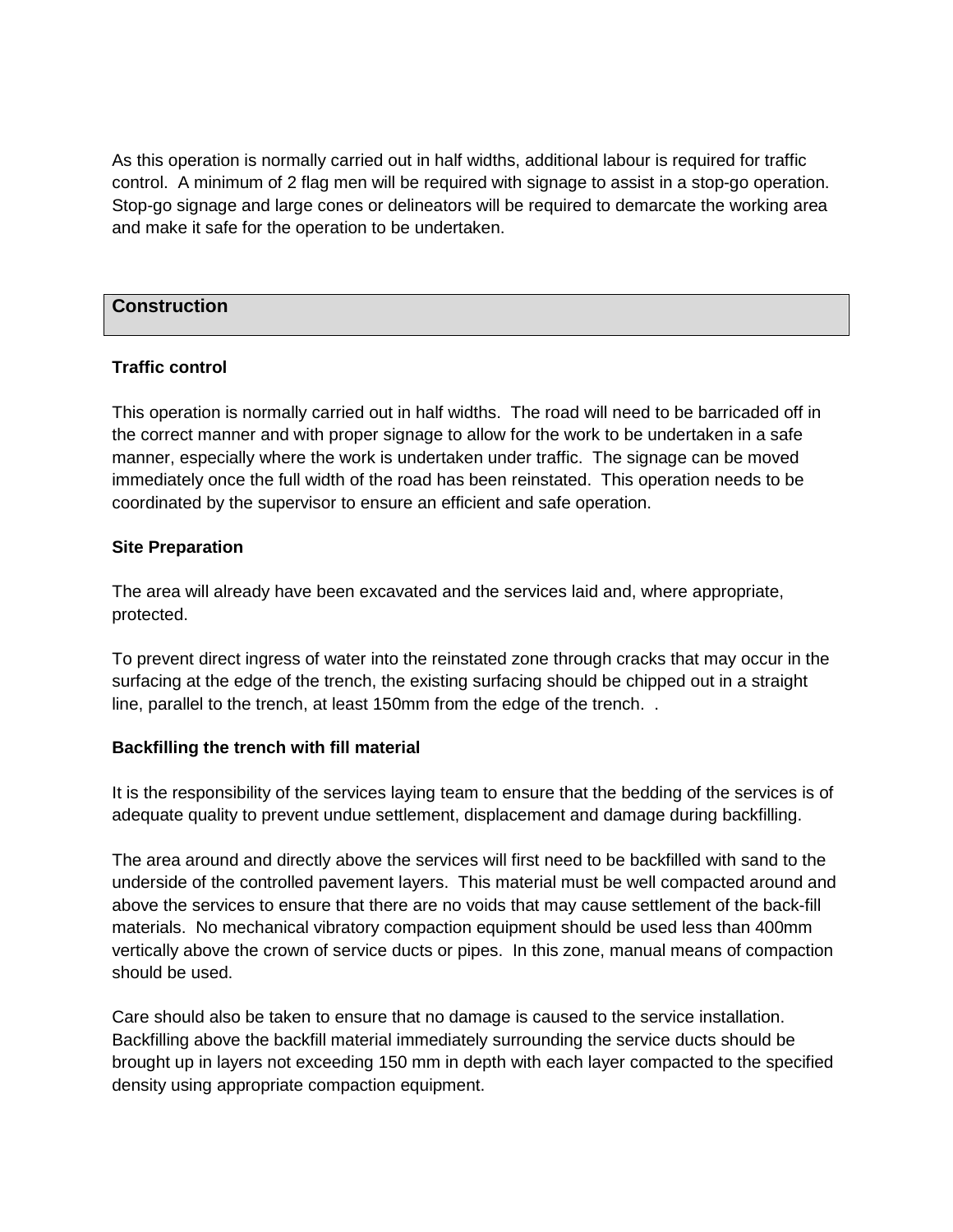As this operation is normally carried out in half widths, additional labour is required for traffic control. A minimum of 2 flag men will be required with signage to assist in a stop-go operation. Stop-go signage and large cones or delineators will be required to demarcate the working area and make it safe for the operation to be undertaken.

## Construction

**Traffic control**

This operation is normally carried out in half widths. The road will need to be barricaded off in the correct manner and with proper signage to allow for the work to be undertaken in a safe manner, especially where the work is undertaken under traffic. The signage can be moved immediately once the full width of the road has been reinstated. This operation needs to be coordinated by the supervisor to ensure an efficient and safe operation.

**Site Preparation**

The area will already have been excavated and the services laid and, where appropriate, protected.

To prevent direct ingress of water into the reinstated zone through cracks that may occur in the surfacing at the edge of the trench, the existing surfacing should be chipped out in a straight line, parallel to the trench, at least 150mm from the edge of the trench. .

**Backfilling the trench with fill material**

It is the responsibility of the services laying team to ensure that the bedding of the services is of adequate quality to prevent undue settlement, displacement and damage during backfilling.

The area around and directly above the services will first need to be backfilled with sand to the underside of the controlled pavement layers. This material must be well compacted around and above the services to ensure that there are no voids that may cause settlement of the back-fill materials. No mechanical vibratory compaction equipment should be used less than 400mm vertically above the crown of service ducts or pipes. In this zone, manual means of compaction should be used.

Care should also be taken to ensure that no damage is caused to the service installation. Backfilling above the backfill material immediately surrounding the service ducts should be brought up in layers not exceeding 150 mm in depth with each layer compacted to the specified density using appropriate compaction equipment.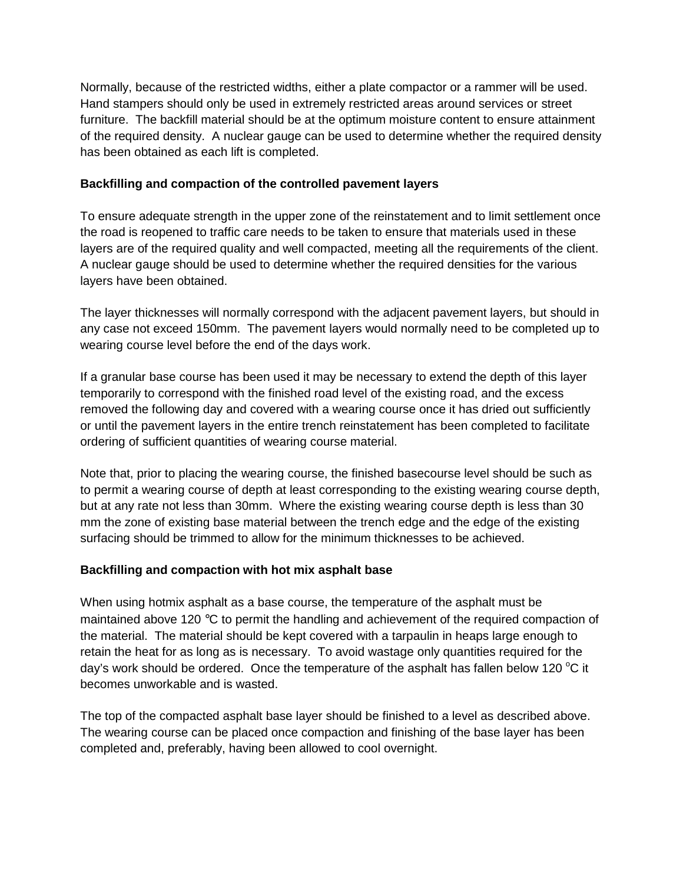Normally, because of the restricted widths, either a plate compactor or a rammer will be used. Hand stampers should only be used in extremely restricted areas around services or street furniture. The backfill material should be at the optimum moisture content to ensure attainment of the required density. A nuclear gauge can be used to determine whether the required density has been obtained as each lift is completed.

**Backfilling and compaction of the controlled pavement layers**

To ensure adequate strength in the upper zone of the reinstatement and to limit settlement once the road is reopened to traffic care needs to be taken to ensure that materials used in these layers are of the required quality and well compacted, meeting all the requirements of the client. A nuclear gauge should be used to determine whether the required densities for the various layers have been obtained.

The layer thicknesses will normally correspond with the adjacent pavement layers, but should in any case not exceed 150mm. The pavement layers would normally need to be completed up to wearing course level before the end of the days work.

If a granular base course has been used it may be necessary to extend the depth of this layer temporarily to correspond with the finished road level of the existing road, and the excess removed the following day and covered with a wearing course once it has dried out sufficiently or until the pavement layers in the entire trench reinstatement has been completed to facilitate ordering of sufficient quantities of wearing course material.

Note that, prior to placing the wearing course, the finished basecourse level should be such as to permit a wearing course of depth at least corresponding to the existing wearing course depth, but at any rate not less than 30mm. Where the existing wearing course depth is less than 30 mm the zone of existing base material between the trench edge and the edge of the existing surfacing should be trimmed to allow for the minimum thicknesses to be achieved.

**Backfilling and compaction with hot mix asphalt base**

When using hotmix asphalt as a base course, the temperature of the asphalt must be maintained above 120 ℃ to permit the handling and achievement of the required compaction of the material. The material should be kept covered with a tarpaulin in heaps large enough to retain the heat for as long as is necessary. To avoid wastage only quantities required for the day's work should be ordered. Once the temperature of the asphalt has fallen below 120 $^{o}$C it becomes unworkable and is wasted.

The top of the compacted asphalt base layer should be finished to a level as described above. The wearing course can be placed once compaction and finishing of the base layer has been completed and, preferably, having been allowed to cool overnight.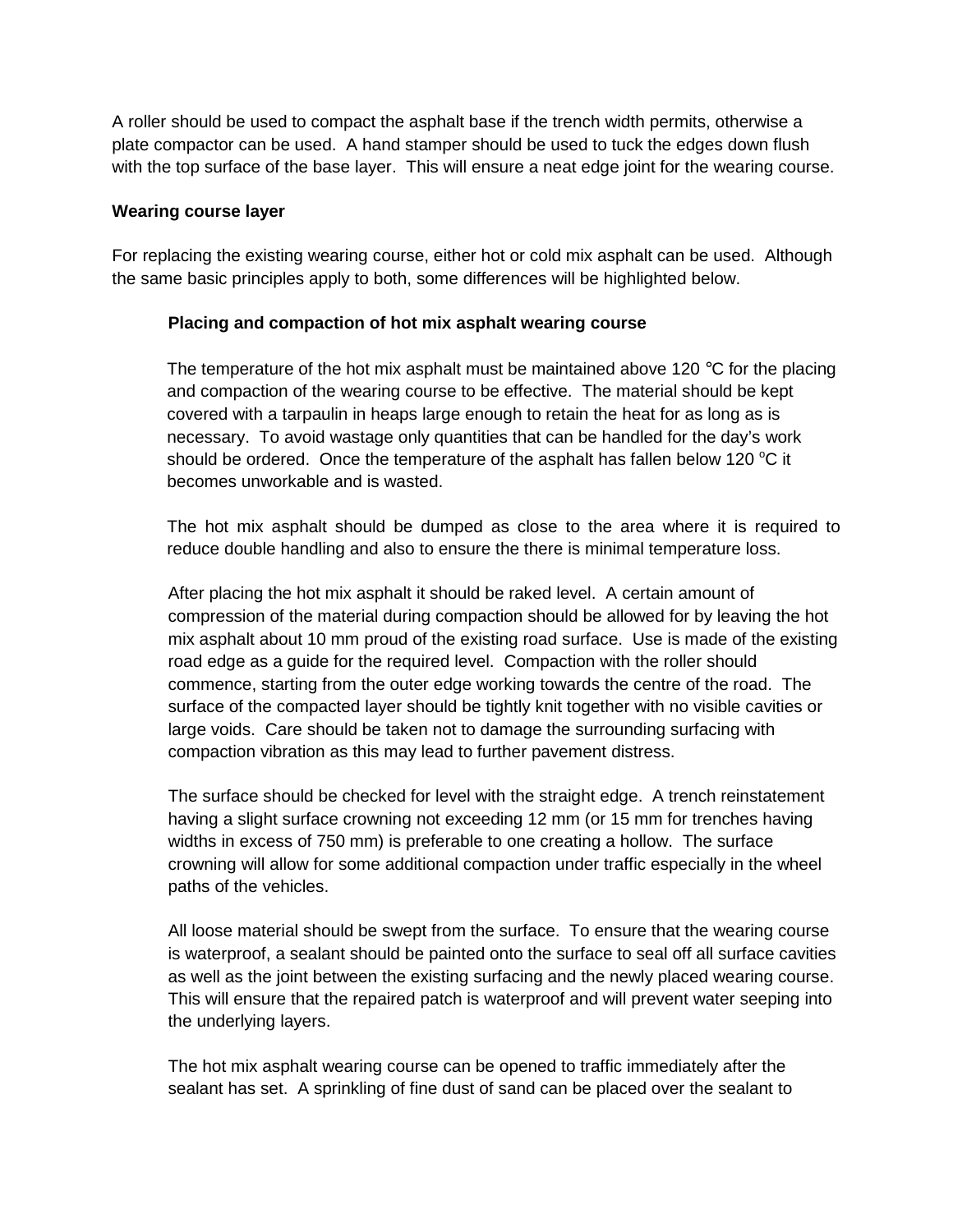A roller should be used to compact the asphalt base if the trench width permits, otherwise a plate compactor can be used.  A hand stamper should be used to tuck the edges down flush with the top surface of the base layer.  This will ensure a neat edge joint for the wearing course.

**Wearing course layer**

For replacing the existing wearing course, either hot or cold mix asphalt can be used.  Although the same basic principles apply to both, some differences will be highlighted below.

**Placing and compaction of hot mix asphalt wearing course**

The temperature of the hot mix asphalt must be maintained above 120 °C for the placing and compaction of the wearing course to be effective.  The material should be kept covered with a tarpaulin in heaps large enough to retain the heat for as long as is necessary.  To avoid wastage only quantities that can be handled for the day's work should be ordered.  Once the temperature of the asphalt has fallen below 120 $^{o}$C it becomes unworkable and is wasted.

The hot mix asphalt should be dumped as close to the area where it is required to reduce double handling and also to ensure the there is minimal temperature loss.

After placing the hot mix asphalt it should be raked level.  A certain amount of compression of the material during compaction should be allowed for by leaving the hot mix asphalt about 10 mm proud of the existing road surface.  Use is made of the existing road edge as a guide for the required level.  Compaction with the roller should commence, starting from the outer edge working towards the centre of the road.  The surface of the compacted layer should be tightly knit together with no visible cavities or large voids.  Care should be taken not to damage the surrounding surfacing with compaction vibration as this may lead to further pavement distress.

The surface should be checked for level with the straight edge.  A trench reinstatement having a slight surface crowning not exceeding 12 mm (or 15 mm for trenches having widths in excess of 750 mm) is preferable to one creating a hollow.  The surface crowning will allow for some additional compaction under traffic especially in the wheel paths of the vehicles.

All loose material should be swept from the surface.  To ensure that the wearing course is waterproof, a sealant should be painted onto the surface to seal off all surface cavities as well as the joint between the existing surfacing and the newly placed wearing course.  This will ensure that the repaired patch is waterproof and will prevent water seeping into the underlying layers.

The hot mix asphalt wearing course can be opened to traffic immediately after the sealant has set.  A sprinkling of fine dust of sand can be placed over the sealant to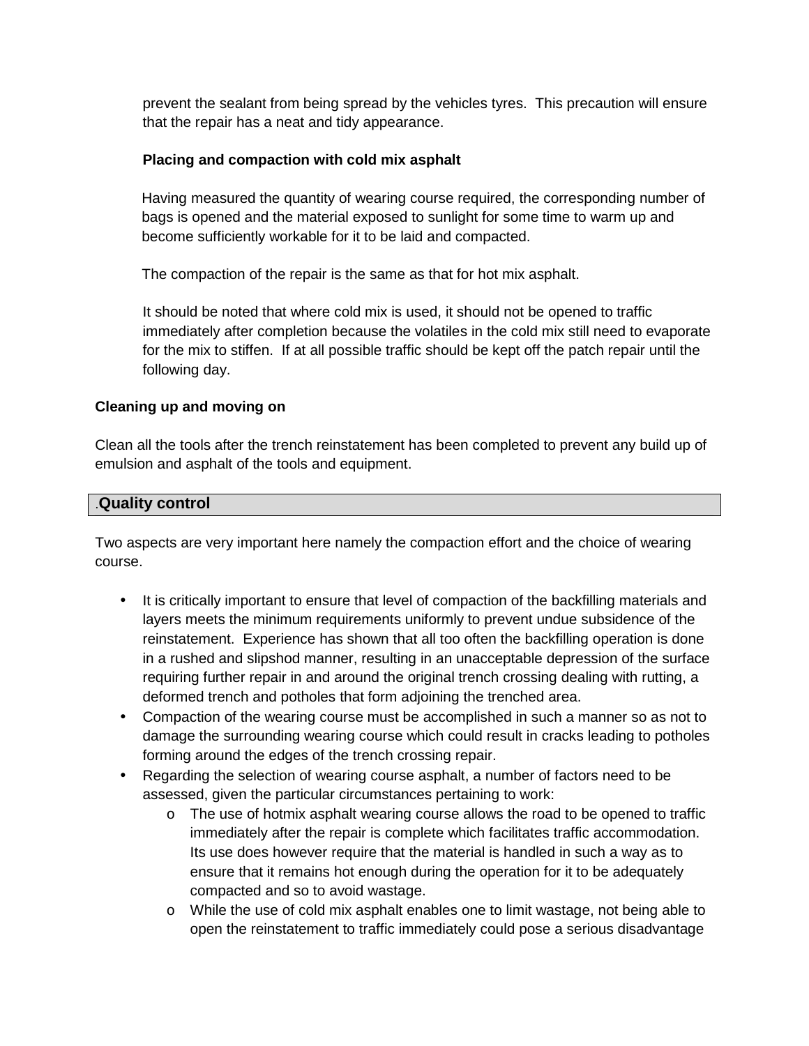prevent the sealant from being spread by the vehicles tyres. This precaution will ensure that the repair has a neat and tidy appearance.

**Placing and compaction with cold mix asphalt**

Having measured the quantity of wearing course required, the corresponding number of bags is opened and the material exposed to sunlight for some time to warm up and become sufficiently workable for it to be laid and compacted.

The compaction of the repair is the same as that for hot mix asphalt.

It should be noted that where cold mix is used, it should not be opened to traffic immediately after completion because the volatiles in the cold mix still need to evaporate for the mix to stiffen. If at all possible traffic should be kept off the patch repair until the following day.

**Cleaning up and moving on**

Clean all the tools after the trench reinstatement has been completed to prevent any build up of emulsion and asphalt of the tools and equipment.

## .Quality control

Two aspects are very important here namely the compaction effort and the choice of wearing course.

- It is critically important to ensure that level of compaction of the backfilling materials and layers meets the minimum requirements uniformly to prevent undue subsidence of the reinstatement. Experience has shown that all too often the backfilling operation is done in a rushed and slipshod manner, resulting in an unacceptable depression of the surface requiring further repair in and around the original trench crossing dealing with rutting, a deformed trench and potholes that form adjoining the trenched area.
- Compaction of the wearing course must be accomplished in such a manner so as not to damage the surrounding wearing course which could result in cracks leading to potholes forming around the edges of the trench crossing repair.
- Regarding the selection of wearing course asphalt, a number of factors need to be assessed, given the particular circumstances pertaining to work:
  - The use of hotmix asphalt wearing course allows the road to be opened to traffic immediately after the repair is complete which facilitates traffic accommodation. Its use does however require that the material is handled in such a way as to ensure that it remains hot enough during the operation for it to be adequately compacted and so to avoid wastage.
  - While the use of cold mix asphalt enables one to limit wastage, not being able to open the reinstatement to traffic immediately could pose a serious disadvantage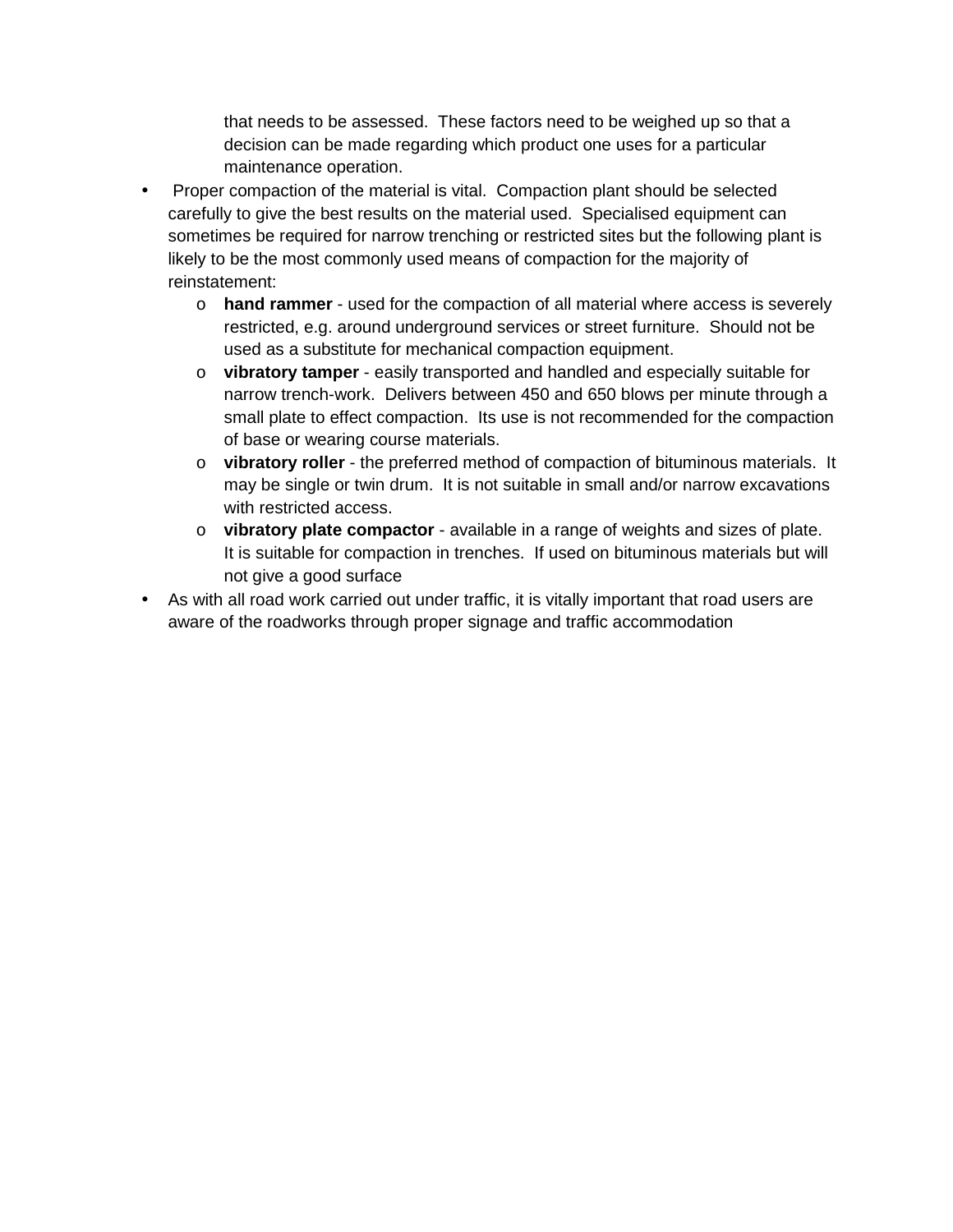that needs to be assessed. These factors need to be weighed up so that a decision can be made regarding which product one uses for a particular maintenance operation.

- Proper compaction of the material is vital. Compaction plant should be selected carefully to give the best results on the material used. Specialised equipment can sometimes be required for narrow trenching or restricted sites but the following plant is likely to be the most commonly used means of compaction for the majority of reinstatement:
  - **hand rammer** - used for the compaction of all material where access is severely restricted, e.g. around underground services or street furniture. Should not be used as a substitute for mechanical compaction equipment.
  - **vibratory tamper** - easily transported and handled and especially suitable for narrow trench-work. Delivers between 450 and 650 blows per minute through a small plate to effect compaction. Its use is not recommended for the compaction of base or wearing course materials.
  - **vibratory roller** - the preferred method of compaction of bituminous materials. It may be single or twin drum. It is not suitable in small and/or narrow excavations with restricted access.
  - **vibratory plate compactor** - available in a range of weights and sizes of plate. It is suitable for compaction in trenches. If used on bituminous materials but will not give a good surface
- As with all road work carried out under traffic, it is vitally important that road users are aware of the roadworks through proper signage and traffic accommodation